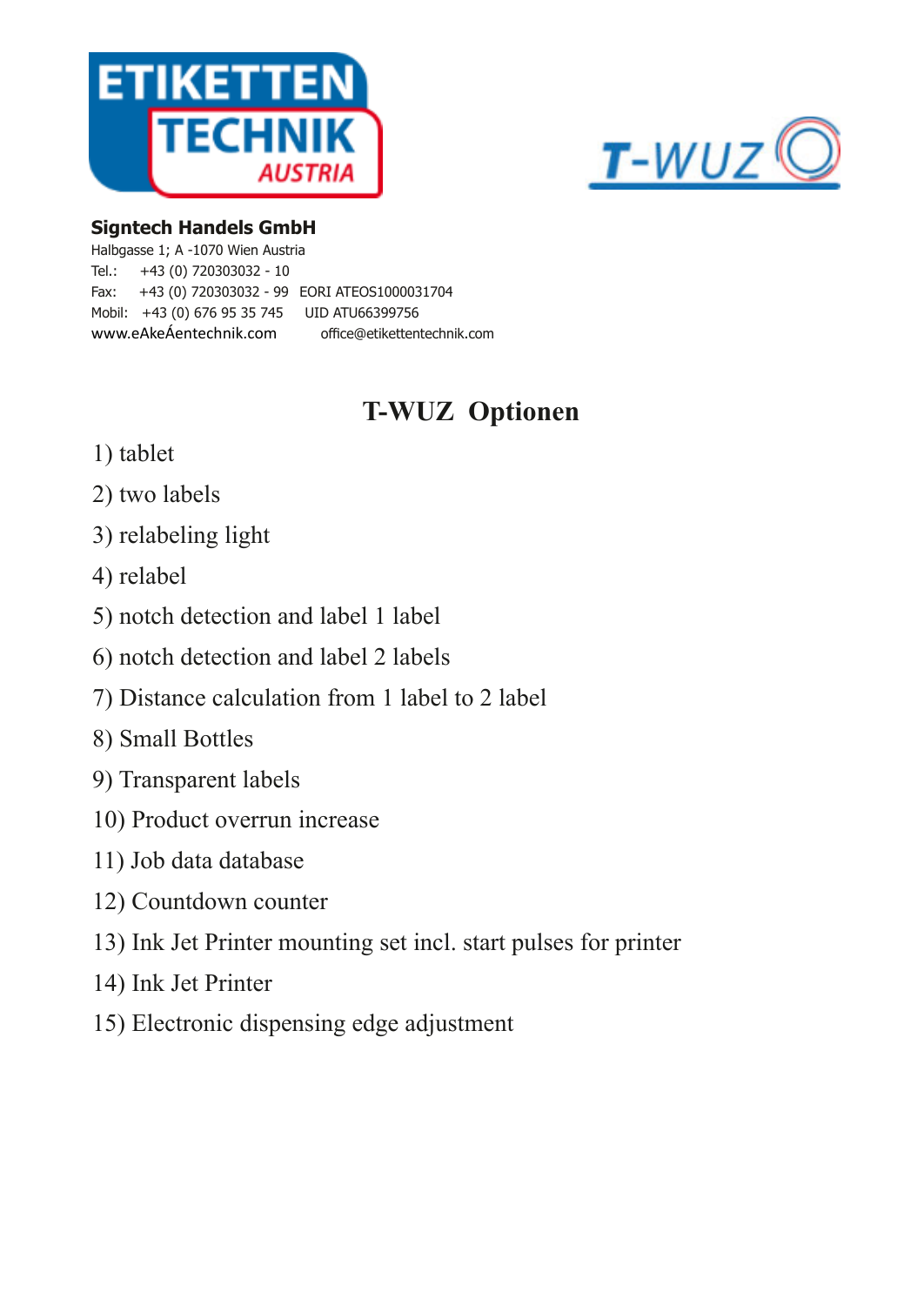ETIKETTEN TECHNIK AUSTRIA

T-WUZ

**Signtech Handels GmbH**
Halbgasse 1; A -1070 Wien Austria
Tel.: +43 (0) 720303032 - 10
Fax: +43 (0) 720303032 - 99 EORI ATEOS1000031704
Mobil: +43 (0) 676 95 35 745 UID ATU66399756
www.eAkeÁentechnik.com office@etikettentechnik.com

# T-WUZ Optionen

1) tablet
2) two labels
3) relabeling light
4) relabel
5) notch detection and label 1 label
6) notch detection and label 2 labels
7) Distance calculation from 1 label to 2 label
8) Small Bottles
9) Transparent labels
10) Product overrun increase
11) Job data database
12) Countdown counter
13) Ink Jet Printer mounting set incl. start pulses for printer
14) Ink Jet Printer
15) Electronic dispensing edge adjustment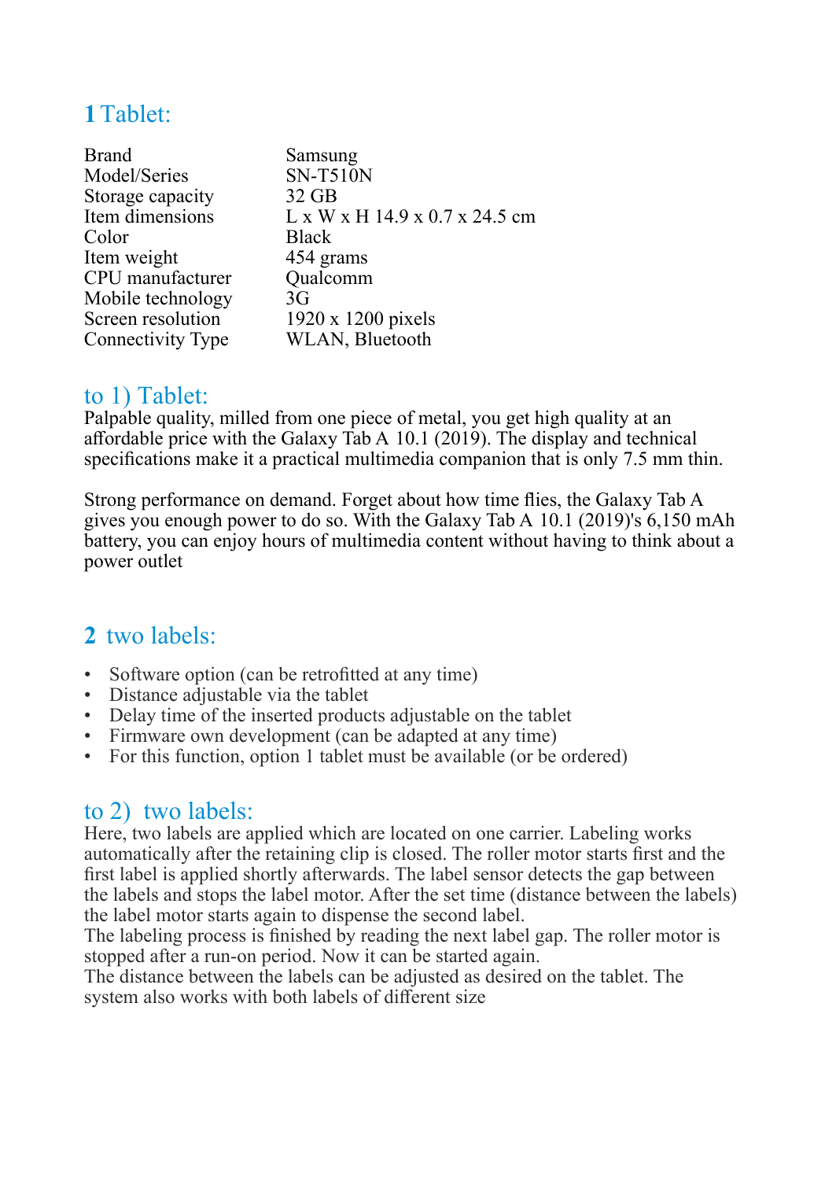## 1 Tablet:

| Brand | Samsung |
|---|---|
| Model/Series | SN-T510N |
| Storage capacity | 32 GB |
| Item dimensions | L x W x H 14.9 x 0.7 x 24.5 cm |
| Color | Black |
| Item weight | 454 grams |
| CPU manufacturer | Qualcomm |
| Mobile technology | 3G |
| Screen resolution | 1920 x 1200 pixels |
| Connectivity Type | WLAN, Bluetooth |

## to 1) Tablet:

Palpable quality, milled from one piece of metal, you get high quality at an affordable price with the Galaxy Tab A 10.1 (2019). The display and technical specifications make it a practical multimedia companion that is only 7.5 mm thin.

Strong performance on demand. Forget about how time flies, the Galaxy Tab A gives you enough power to do so. With the Galaxy Tab A 10.1 (2019)'s 6,150 mAh battery, you can enjoy hours of multimedia content without having to think about a power outlet

## 2 two labels:

- Software option (can be retrofitted at any time)
- Distance adjustable via the tablet
- Delay time of the inserted products adjustable on the tablet
- Firmware own development (can be adapted at any time)
- For this function, option 1 tablet must be available (or be ordered)

## to 2) two labels:

Here, two labels are applied which are located on one carrier. Labeling works automatically after the retaining clip is closed. The roller motor starts first and the first label is applied shortly afterwards. The label sensor detects the gap between the labels and stops the label motor. After the set time (distance between the labels) the label motor starts again to dispense the second label.
The labeling process is finished by reading the next label gap. The roller motor is stopped after a run-on period. Now it can be started again.
The distance between the labels can be adjusted as desired on the tablet. The system also works with both labels of different size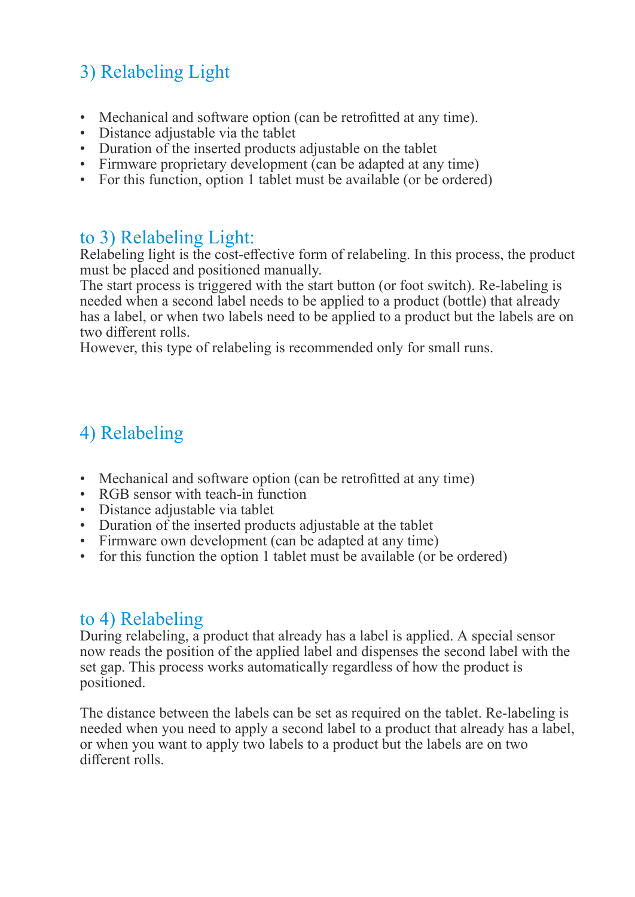## 3) Relabeling Light

- Mechanical and software option (can be retrofitted at any time).
- Distance adjustable via the tablet
- Duration of the inserted products adjustable on the tablet
- Firmware proprietary development (can be adapted at any time)
- For this function, option 1 tablet must be available (or be ordered)

## to 3) Relabeling Light:

Relabeling light is the cost-effective form of relabeling. In this process, the product must be placed and positioned manually.
The start process is triggered with the start button (or foot switch). Re-labeling is needed when a second label needs to be applied to a product (bottle) that already has a label, or when two labels need to be applied to a product but the labels are on two different rolls.
However, this type of relabeling is recommended only for small runs.

## 4) Relabeling

- Mechanical and software option (can be retrofitted at any time)
- RGB sensor with teach-in function
- Distance adjustable via tablet
- Duration of the inserted products adjustable at the tablet
- Firmware own development (can be adapted at any time)
- for this function the option 1 tablet must be available (or be ordered)

## to 4) Relabeling

During relabeling, a product that already has a label is applied. A special sensor now reads the position of the applied label and dispenses the second label with the set gap. This process works automatically regardless of how the product is positioned.

The distance between the labels can be set as required on the tablet. Re-labeling is needed when you need to apply a second label to a product that already has a label, or when you want to apply two labels to a product but the labels are on two different rolls.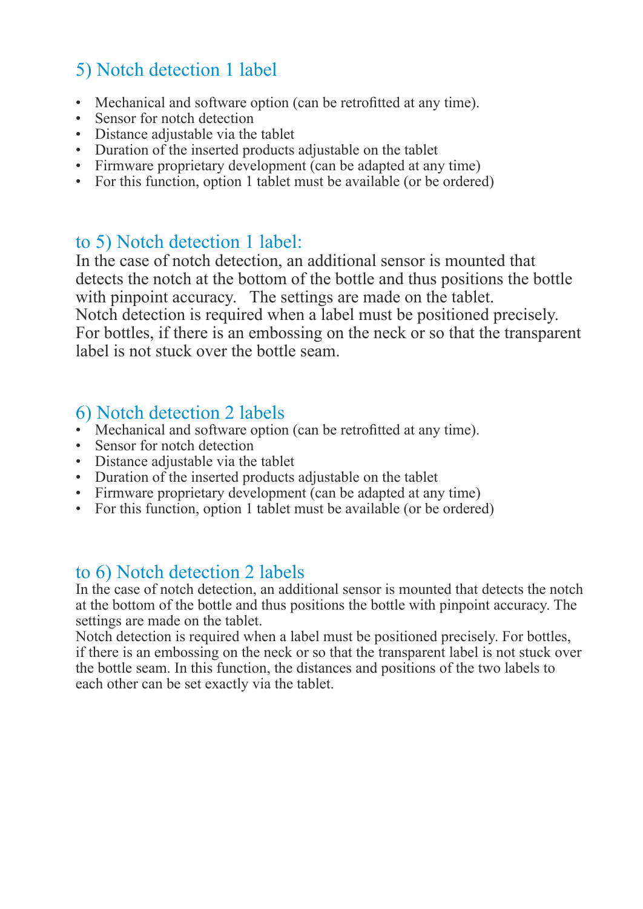## 5) Notch detection 1 label

- Mechanical and software option (can be retrofitted at any time).
- Sensor for notch detection
- Distance adjustable via the tablet
- Duration of the inserted products adjustable on the tablet
- Firmware proprietary development (can be adapted at any time)
- For this function, option 1 tablet must be available (or be ordered)

## to 5) Notch detection 1 label:

In the case of notch detection, an additional sensor is mounted that detects the notch at the bottom of the bottle and thus positions the bottle with pinpoint accuracy.   The settings are made on the tablet.
Notch detection is required when a label must be positioned precisely. For bottles, if there is an embossing on the neck or so that the transparent label is not stuck over the bottle seam.

## 6) Notch detection 2 labels

- Mechanical and software option (can be retrofitted at any time).
- Sensor for notch detection
- Distance adjustable via the tablet
- Duration of the inserted products adjustable on the tablet
- Firmware proprietary development (can be adapted at any time)
- For this function, option 1 tablet must be available (or be ordered)

## to 6) Notch detection 2 labels

In the case of notch detection, an additional sensor is mounted that detects the notch at the bottom of the bottle and thus positions the bottle with pinpoint accuracy. The settings are made on the tablet.
Notch detection is required when a label must be positioned precisely. For bottles, if there is an embossing on the neck or so that the transparent label is not stuck over the bottle seam. In this function, the distances and positions of the two labels to each other can be set exactly via the tablet.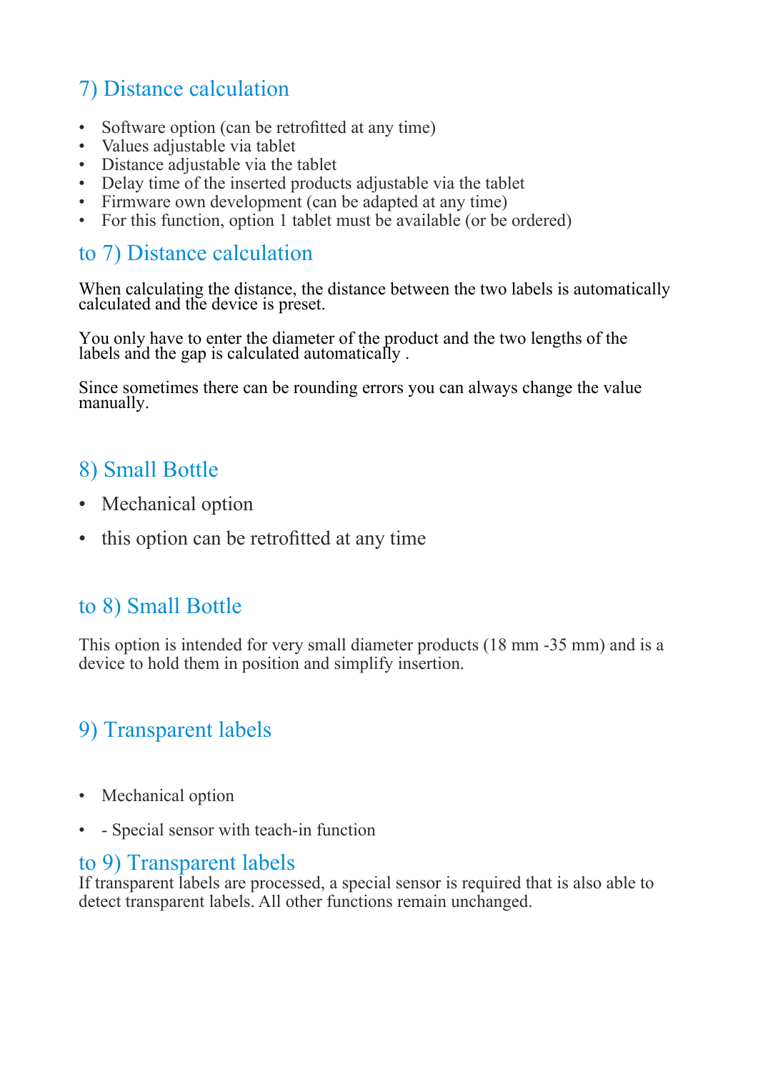## 7) Distance calculation

- Software option (can be retrofitted at any time)
- Values adjustable via tablet
- Distance adjustable via the tablet
- Delay time of the inserted products adjustable via the tablet
- Firmware own development (can be adapted at any time)
- For this function, option 1 tablet must be available (or be ordered)

## to 7) Distance calculation

When calculating the distance, the distance between the two labels is automatically calculated and the device is preset.

You only have to enter the diameter of the product and the two lengths of the labels and the gap is calculated automatically .

Since sometimes there can be rounding errors you can always change the value manually.

## 8) Small Bottle

- Mechanical option
- this option can be retrofitted at any time

## to 8) Small Bottle

This option is intended for very small diameter products (18 mm -35 mm) and is a device to hold them in position and simplify insertion.

## 9) Transparent labels

- Mechanical option
- - Special sensor with teach-in function

## to 9) Transparent labels

If transparent labels are processed, a special sensor is required that is also able to detect transparent labels. All other functions remain unchanged.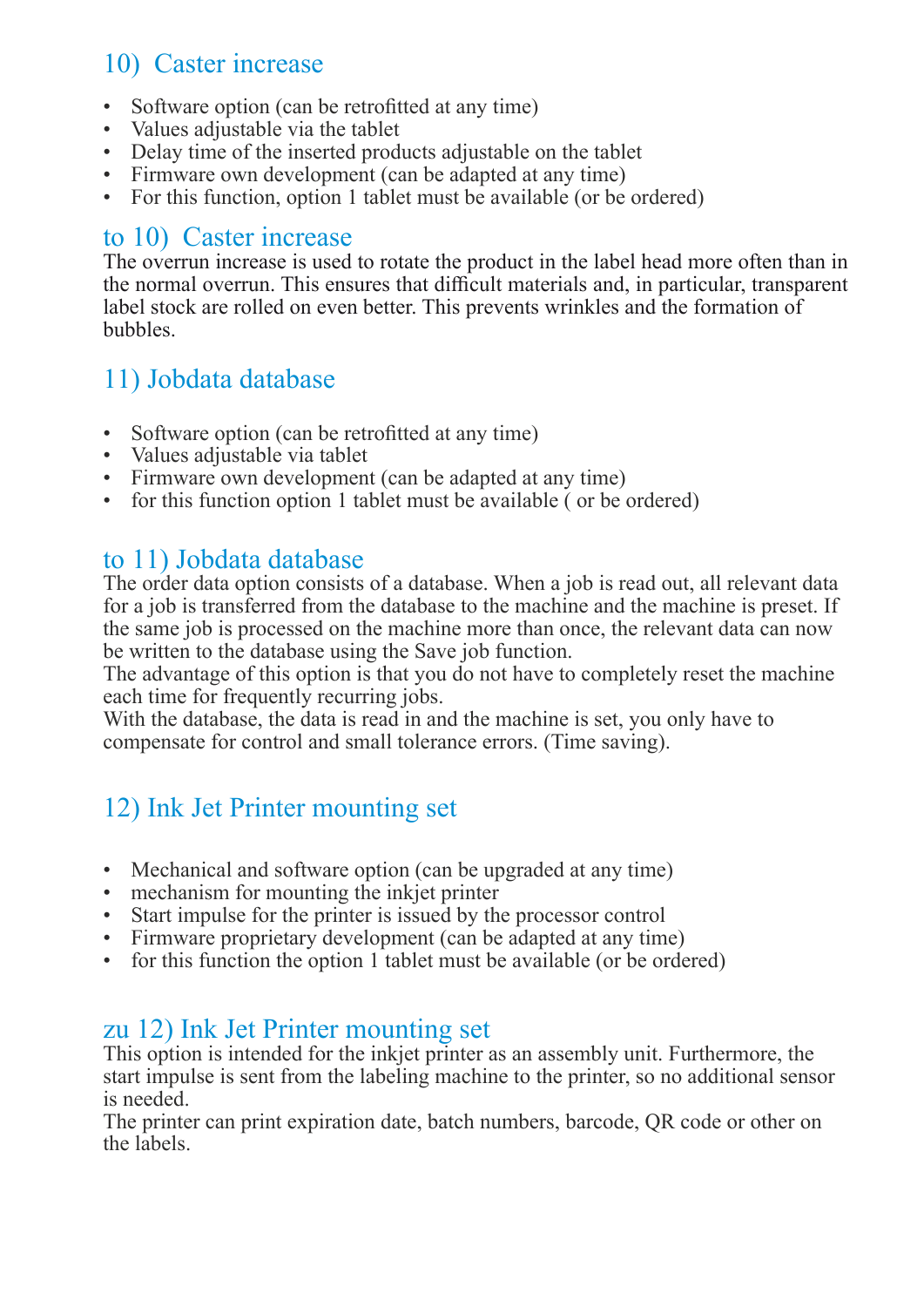## 10) Caster increase

- Software option (can be retrofitted at any time)
- Values adjustable via the tablet
- Delay time of the inserted products adjustable on the tablet
- Firmware own development (can be adapted at any time)
- For this function, option 1 tablet must be available (or be ordered)

## to 10) Caster increase

The overrun increase is used to rotate the product in the label head more often than in the normal overrun. This ensures that difficult materials and, in particular, transparent label stock are rolled on even better. This prevents wrinkles and the formation of bubbles.

## 11) Jobdata database

- Software option (can be retrofitted at any time)
- Values adjustable via tablet
- Firmware own development (can be adapted at any time)
- for this function option 1 tablet must be available ( or be ordered)

## to 11) Jobdata database

The order data option consists of a database. When a job is read out, all relevant data for a job is transferred from the database to the machine and the machine is preset. If the same job is processed on the machine more than once, the relevant data can now be written to the database using the Save job function.
The advantage of this option is that you do not have to completely reset the machine each time for frequently recurring jobs.
With the database, the data is read in and the machine is set, you only have to compensate for control and small tolerance errors. (Time saving).

## 12) Ink Jet Printer mounting set

- Mechanical and software option (can be upgraded at any time)
- mechanism for mounting the inkjet printer
- Start impulse for the printer is issued by the processor control
- Firmware proprietary development (can be adapted at any time)
- for this function the option 1 tablet must be available (or be ordered)

## zu 12) Ink Jet Printer mounting set

This option is intended for the inkjet printer as an assembly unit. Furthermore, the start impulse is sent from the labeling machine to the printer, so no additional sensor is needed.
The printer can print expiration date, batch numbers, barcode, QR code or other on the labels.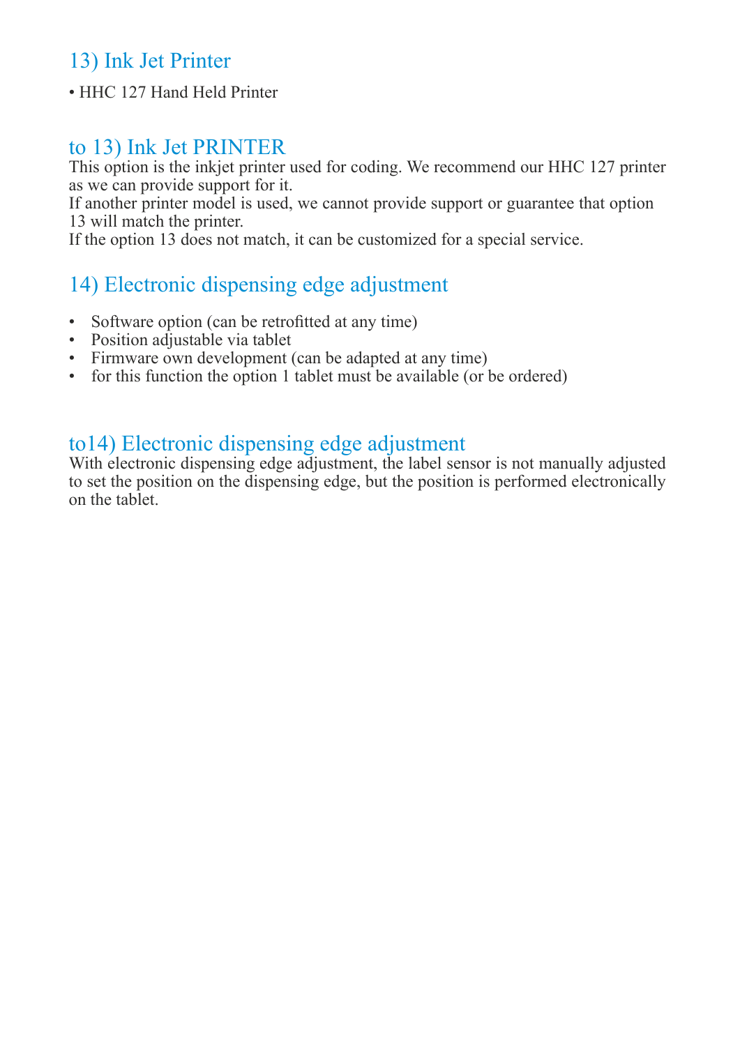## 13) Ink Jet Printer

- HHC 127 Hand Held Printer

## to 13) Ink Jet PRINTER

This option is the inkjet printer used for coding. We recommend our HHC 127 printer as we can provide support for it.
If another printer model is used, we cannot provide support or guarantee that option 13 will match the printer.
If the option 13 does not match, it can be customized for a special service.

## 14) Electronic dispensing edge adjustment

- Software option (can be retrofitted at any time)
- Position adjustable via tablet
- Firmware own development (can be adapted at any time)
- for this function the option 1 tablet must be available (or be ordered)

## to14) Electronic dispensing edge adjustment

With electronic dispensing edge adjustment, the label sensor is not manually adjusted to set the position on the dispensing edge, but the position is performed electronically on the tablet.